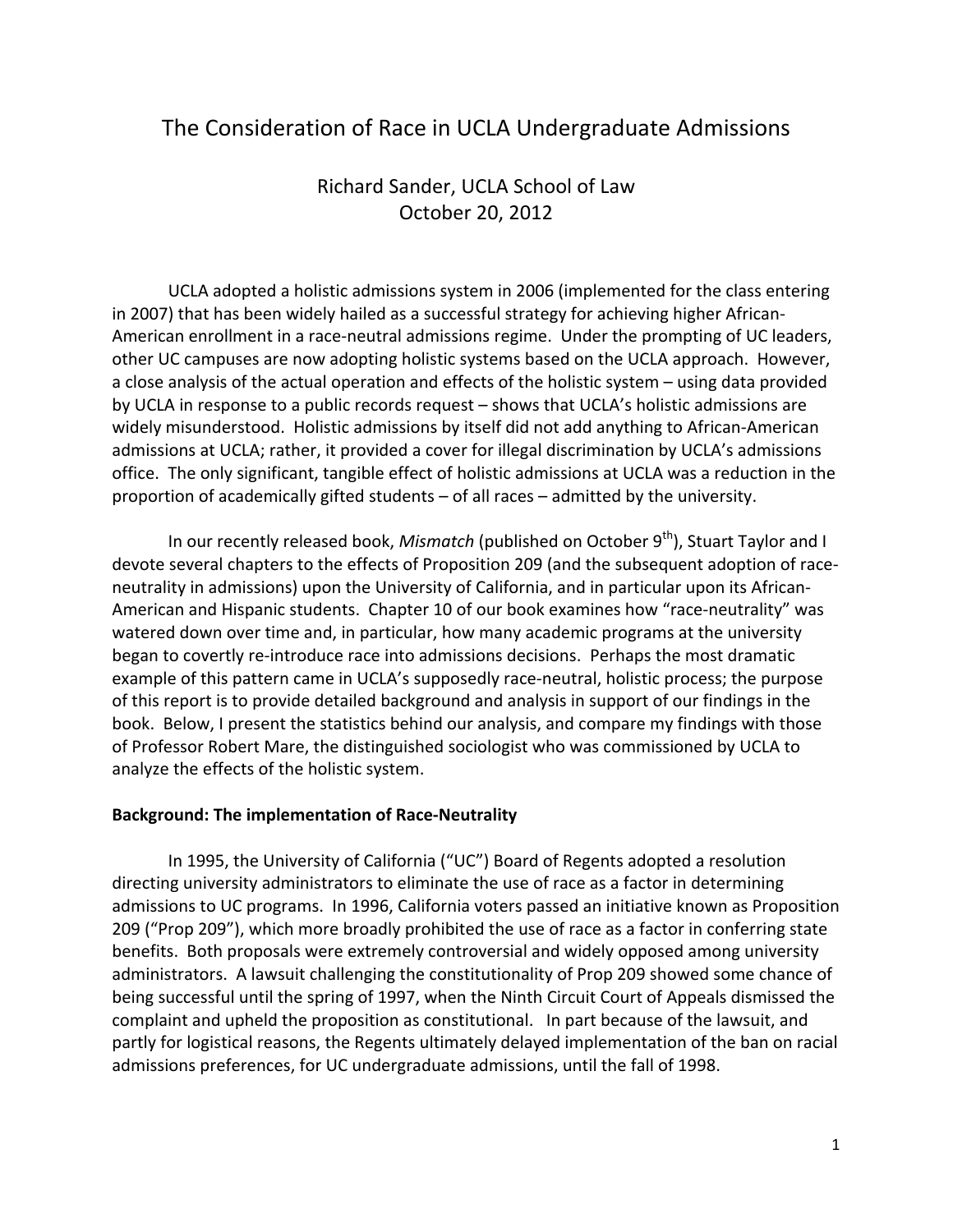# The Consideration of Race in UCLA Undergraduate Admissions

Richard Sander, UCLA School of Law
October 20, 2012

UCLA adopted a holistic admissions system in 2006 (implemented for the class entering in 2007) that has been widely hailed as a successful strategy for achieving higher African-American enrollment in a race-neutral admissions regime. Under the prompting of UC leaders, other UC campuses are now adopting holistic systems based on the UCLA approach. However, a close analysis of the actual operation and effects of the holistic system – using data provided by UCLA in response to a public records request – shows that UCLA's holistic admissions are widely misunderstood. Holistic admissions by itself did not add anything to African-American admissions at UCLA; rather, it provided a cover for illegal discrimination by UCLA's admissions office. The only significant, tangible effect of holistic admissions at UCLA was a reduction in the proportion of academically gifted students – of all races – admitted by the university.

In our recently released book, *Mismatch* (published on October 9th), Stuart Taylor and I devote several chapters to the effects of Proposition 209 (and the subsequent adoption of race-neutrality in admissions) upon the University of California, and in particular upon its African-American and Hispanic students. Chapter 10 of our book examines how "race-neutrality" was watered down over time and, in particular, how many academic programs at the university began to covertly re-introduce race into admissions decisions. Perhaps the most dramatic example of this pattern came in UCLA's supposedly race-neutral, holistic process; the purpose of this report is to provide detailed background and analysis in support of our findings in the book. Below, I present the statistics behind our analysis, and compare my findings with those of Professor Robert Mare, the distinguished sociologist who was commissioned by UCLA to analyze the effects of the holistic system.

**Background: The implementation of Race-Neutrality**

In 1995, the University of California ("UC") Board of Regents adopted a resolution directing university administrators to eliminate the use of race as a factor in determining admissions to UC programs. In 1996, California voters passed an initiative known as Proposition 209 ("Prop 209"), which more broadly prohibited the use of race as a factor in conferring state benefits. Both proposals were extremely controversial and widely opposed among university administrators. A lawsuit challenging the constitutionality of Prop 209 showed some chance of being successful until the spring of 1997, when the Ninth Circuit Court of Appeals dismissed the complaint and upheld the proposition as constitutional. In part because of the lawsuit, and partly for logistical reasons, the Regents ultimately delayed implementation of the ban on racial admissions preferences, for UC undergraduate admissions, until the fall of 1998.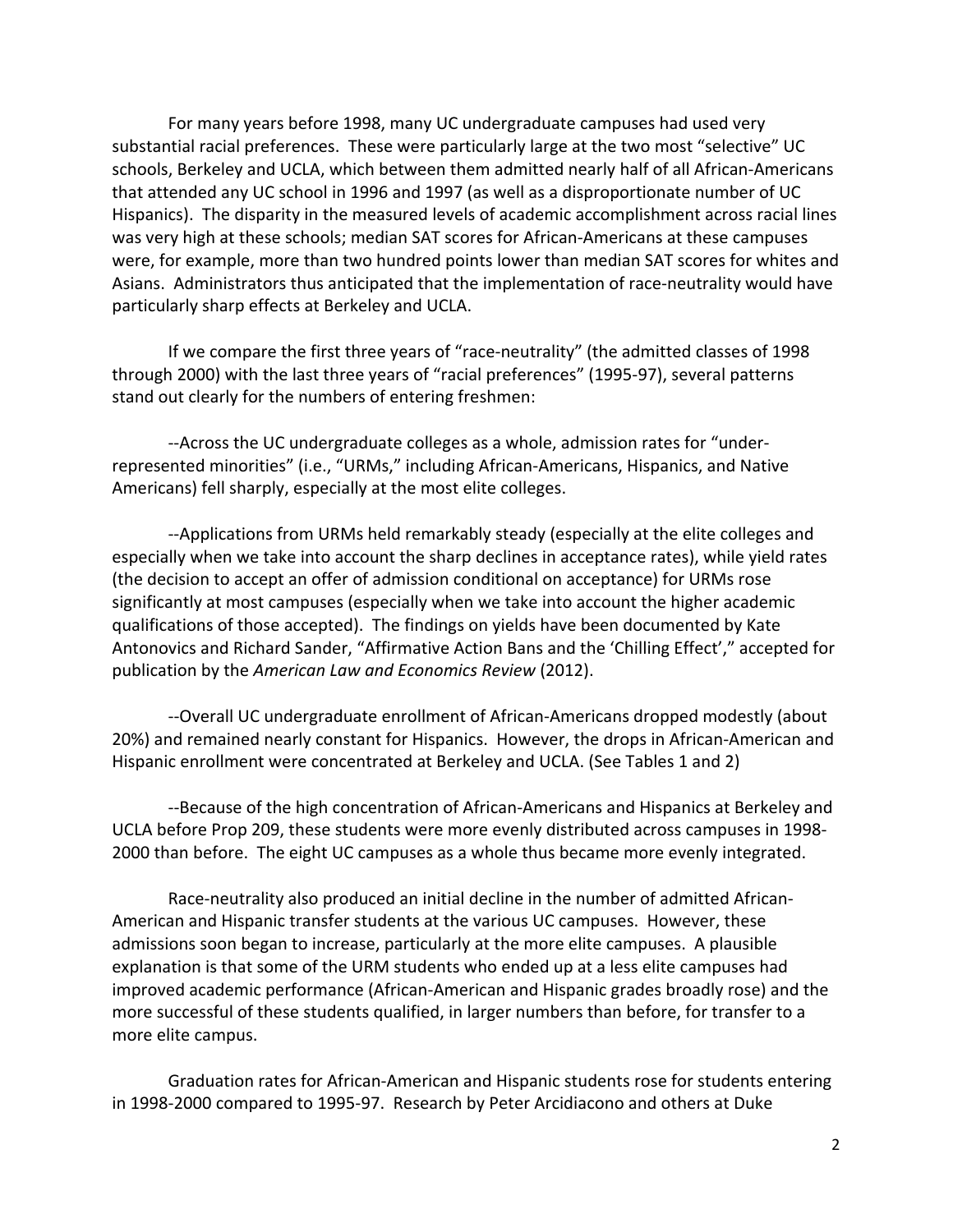For many years before 1998, many UC undergraduate campuses had used very substantial racial preferences. These were particularly large at the two most "selective" UC schools, Berkeley and UCLA, which between them admitted nearly half of all African-Americans that attended any UC school in 1996 and 1997 (as well as a disproportionate number of UC Hispanics). The disparity in the measured levels of academic accomplishment across racial lines was very high at these schools; median SAT scores for African-Americans at these campuses were, for example, more than two hundred points lower than median SAT scores for whites and Asians. Administrators thus anticipated that the implementation of race-neutrality would have particularly sharp effects at Berkeley and UCLA.

If we compare the first three years of "race-neutrality" (the admitted classes of 1998 through 2000) with the last three years of "racial preferences" (1995-97), several patterns stand out clearly for the numbers of entering freshmen:

--Across the UC undergraduate colleges as a whole, admission rates for "under-represented minorities" (i.e., "URMs," including African-Americans, Hispanics, and Native Americans) fell sharply, especially at the most elite colleges.

--Applications from URMs held remarkably steady (especially at the elite colleges and especially when we take into account the sharp declines in acceptance rates), while yield rates (the decision to accept an offer of admission conditional on acceptance) for URMs rose significantly at most campuses (especially when we take into account the higher academic qualifications of those accepted). The findings on yields have been documented by Kate Antonovics and Richard Sander, "Affirmative Action Bans and the 'Chilling Effect'," accepted for publication by the *American Law and Economics Review* (2012).

--Overall UC undergraduate enrollment of African-Americans dropped modestly (about 20%) and remained nearly constant for Hispanics. However, the drops in African-American and Hispanic enrollment were concentrated at Berkeley and UCLA. (See Tables 1 and 2)

--Because of the high concentration of African-Americans and Hispanics at Berkeley and UCLA before Prop 209, these students were more evenly distributed across campuses in 1998-2000 than before. The eight UC campuses as a whole thus became more evenly integrated.

Race-neutrality also produced an initial decline in the number of admitted African-American and Hispanic transfer students at the various UC campuses. However, these admissions soon began to increase, particularly at the more elite campuses. A plausible explanation is that some of the URM students who ended up at a less elite campuses had improved academic performance (African-American and Hispanic grades broadly rose) and the more successful of these students qualified, in larger numbers than before, for transfer to a more elite campus.

Graduation rates for African-American and Hispanic students rose for students entering in 1998-2000 compared to 1995-97. Research by Peter Arcidiacono and others at Duke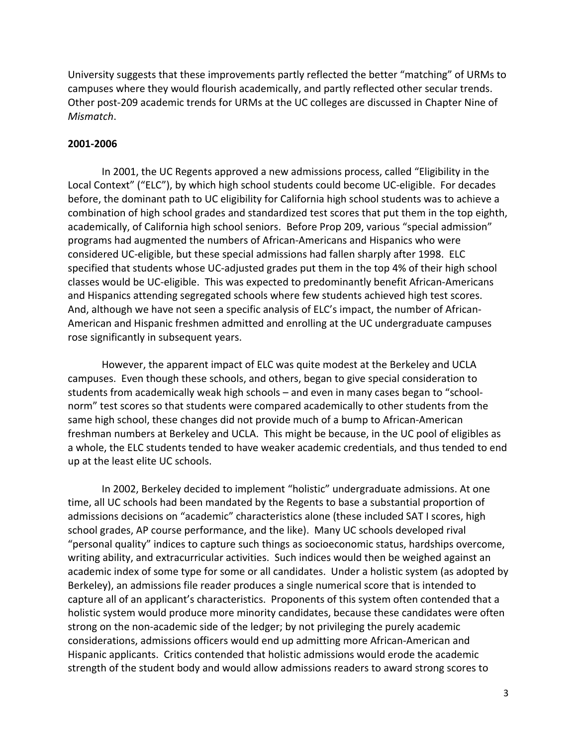University suggests that these improvements partly reflected the better "matching" of URMs to campuses where they would flourish academically, and partly reflected other secular trends. Other post-209 academic trends for URMs at the UC colleges are discussed in Chapter Nine of *Mismatch*.

**2001-2006**

In 2001, the UC Regents approved a new admissions process, called "Eligibility in the Local Context" ("ELC"), by which high school students could become UC-eligible. For decades before, the dominant path to UC eligibility for California high school students was to achieve a combination of high school grades and standardized test scores that put them in the top eighth, academically, of California high school seniors. Before Prop 209, various "special admission" programs had augmented the numbers of African-Americans and Hispanics who were considered UC-eligible, but these special admissions had fallen sharply after 1998. ELC specified that students whose UC-adjusted grades put them in the top 4% of their high school classes would be UC-eligible. This was expected to predominantly benefit African-Americans and Hispanics attending segregated schools where few students achieved high test scores. And, although we have not seen a specific analysis of ELC's impact, the number of African-American and Hispanic freshmen admitted and enrolling at the UC undergraduate campuses rose significantly in subsequent years.

However, the apparent impact of ELC was quite modest at the Berkeley and UCLA campuses. Even though these schools, and others, began to give special consideration to students from academically weak high schools – and even in many cases began to "school-norm" test scores so that students were compared academically to other students from the same high school, these changes did not provide much of a bump to African-American freshman numbers at Berkeley and UCLA. This might be because, in the UC pool of eligibles as a whole, the ELC students tended to have weaker academic credentials, and thus tended to end up at the least elite UC schools.

In 2002, Berkeley decided to implement "holistic" undergraduate admissions. At one time, all UC schools had been mandated by the Regents to base a substantial proportion of admissions decisions on "academic" characteristics alone (these included SAT I scores, high school grades, AP course performance, and the like). Many UC schools developed rival "personal quality" indices to capture such things as socioeconomic status, hardships overcome, writing ability, and extracurricular activities. Such indices would then be weighed against an academic index of some type for some or all candidates. Under a holistic system (as adopted by Berkeley), an admissions file reader produces a single numerical score that is intended to capture all of an applicant's characteristics. Proponents of this system often contended that a holistic system would produce more minority candidates, because these candidates were often strong on the non-academic side of the ledger; by not privileging the purely academic considerations, admissions officers would end up admitting more African-American and Hispanic applicants. Critics contended that holistic admissions would erode the academic strength of the student body and would allow admissions readers to award strong scores to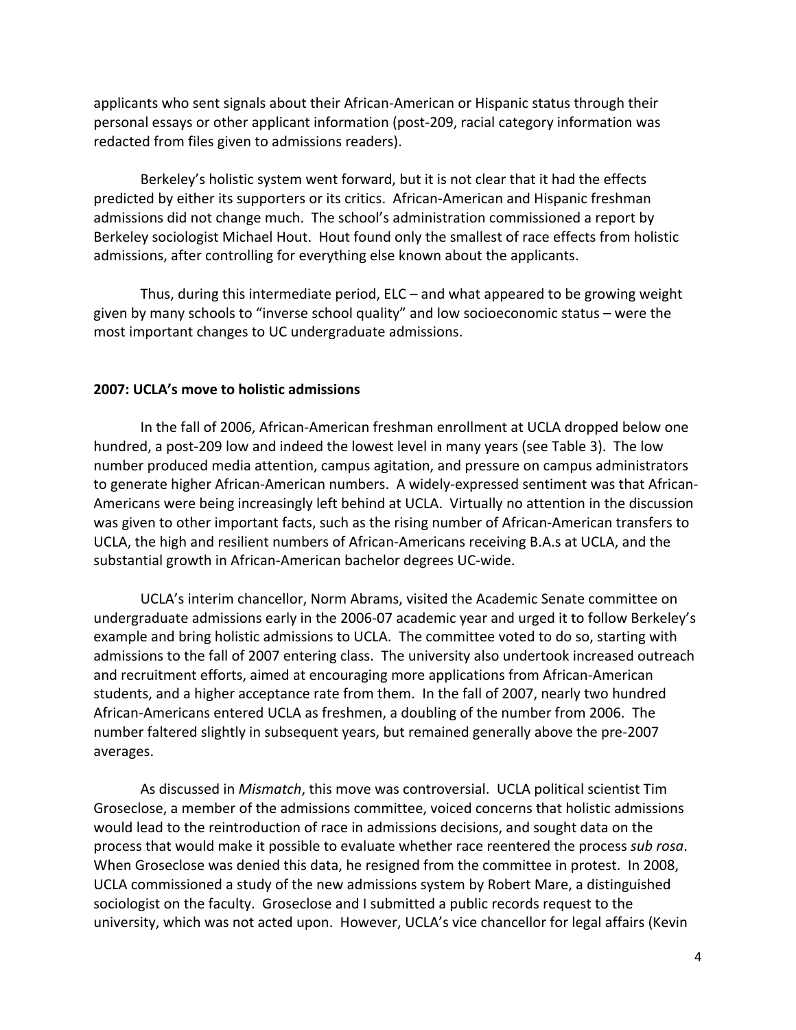applicants who sent signals about their African-American or Hispanic status through their personal essays or other applicant information (post-209, racial category information was redacted from files given to admissions readers).

Berkeley's holistic system went forward, but it is not clear that it had the effects predicted by either its supporters or its critics. African-American and Hispanic freshman admissions did not change much. The school's administration commissioned a report by Berkeley sociologist Michael Hout. Hout found only the smallest of race effects from holistic admissions, after controlling for everything else known about the applicants.

Thus, during this intermediate period, ELC – and what appeared to be growing weight given by many schools to "inverse school quality" and low socioeconomic status – were the most important changes to UC undergraduate admissions.

**2007: UCLA's move to holistic admissions**

In the fall of 2006, African-American freshman enrollment at UCLA dropped below one hundred, a post-209 low and indeed the lowest level in many years (see Table 3). The low number produced media attention, campus agitation, and pressure on campus administrators to generate higher African-American numbers. A widely-expressed sentiment was that African-Americans were being increasingly left behind at UCLA. Virtually no attention in the discussion was given to other important facts, such as the rising number of African-American transfers to UCLA, the high and resilient numbers of African-Americans receiving B.A.s at UCLA, and the substantial growth in African-American bachelor degrees UC-wide.

UCLA's interim chancellor, Norm Abrams, visited the Academic Senate committee on undergraduate admissions early in the 2006-07 academic year and urged it to follow Berkeley's example and bring holistic admissions to UCLA. The committee voted to do so, starting with admissions to the fall of 2007 entering class. The university also undertook increased outreach and recruitment efforts, aimed at encouraging more applications from African-American students, and a higher acceptance rate from them. In the fall of 2007, nearly two hundred African-Americans entered UCLA as freshmen, a doubling of the number from 2006. The number faltered slightly in subsequent years, but remained generally above the pre-2007 averages.

As discussed in *Mismatch*, this move was controversial. UCLA political scientist Tim Groseclose, a member of the admissions committee, voiced concerns that holistic admissions would lead to the reintroduction of race in admissions decisions, and sought data on the process that would make it possible to evaluate whether race reentered the process *sub rosa*. When Groseclose was denied this data, he resigned from the committee in protest. In 2008, UCLA commissioned a study of the new admissions system by Robert Mare, a distinguished sociologist on the faculty. Groseclose and I submitted a public records request to the university, which was not acted upon. However, UCLA's vice chancellor for legal affairs (Kevin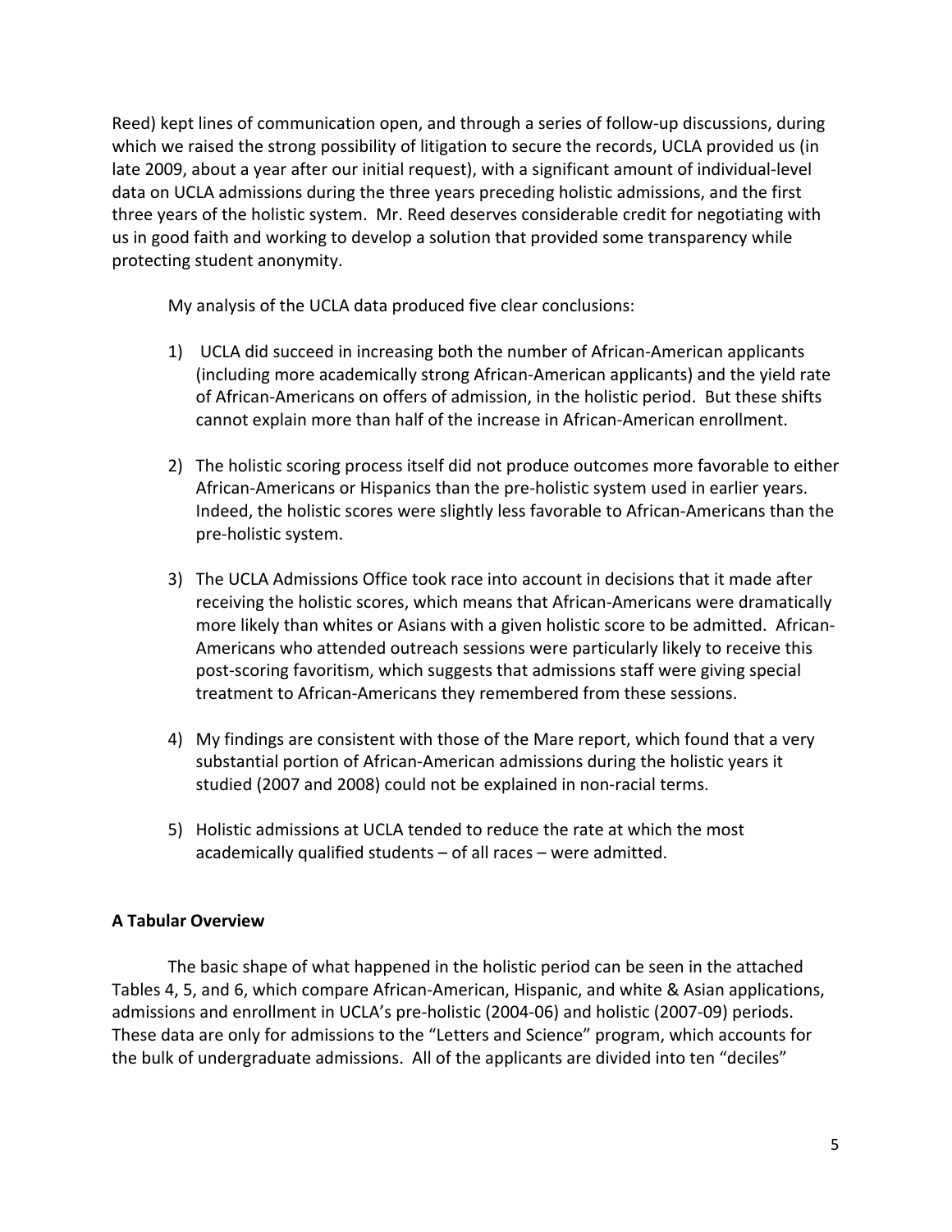Reed) kept lines of communication open, and through a series of follow-up discussions, during which we raised the strong possibility of litigation to secure the records, UCLA provided us (in late 2009, about a year after our initial request), with a significant amount of individual-level data on UCLA admissions during the three years preceding holistic admissions, and the first three years of the holistic system. Mr. Reed deserves considerable credit for negotiating with us in good faith and working to develop a solution that provided some transparency while protecting student anonymity.

My analysis of the UCLA data produced five clear conclusions:

1) UCLA did succeed in increasing both the number of African-American applicants (including more academically strong African-American applicants) and the yield rate of African-Americans on offers of admission, in the holistic period. But these shifts cannot explain more than half of the increase in African-American enrollment.

2) The holistic scoring process itself did not produce outcomes more favorable to either African-Americans or Hispanics than the pre-holistic system used in earlier years. Indeed, the holistic scores were slightly less favorable to African-Americans than the pre-holistic system.

3) The UCLA Admissions Office took race into account in decisions that it made after receiving the holistic scores, which means that African-Americans were dramatically more likely than whites or Asians with a given holistic score to be admitted. African-Americans who attended outreach sessions were particularly likely to receive this post-scoring favoritism, which suggests that admissions staff were giving special treatment to African-Americans they remembered from these sessions.

4) My findings are consistent with those of the Mare report, which found that a very substantial portion of African-American admissions during the holistic years it studied (2007 and 2008) could not be explained in non-racial terms.

5) Holistic admissions at UCLA tended to reduce the rate at which the most academically qualified students – of all races – were admitted.

**A Tabular Overview**

The basic shape of what happened in the holistic period can be seen in the attached Tables 4, 5, and 6, which compare African-American, Hispanic, and white & Asian applications, admissions and enrollment in UCLA's pre-holistic (2004-06) and holistic (2007-09) periods. These data are only for admissions to the "Letters and Science" program, which accounts for the bulk of undergraduate admissions. All of the applicants are divided into ten "deciles"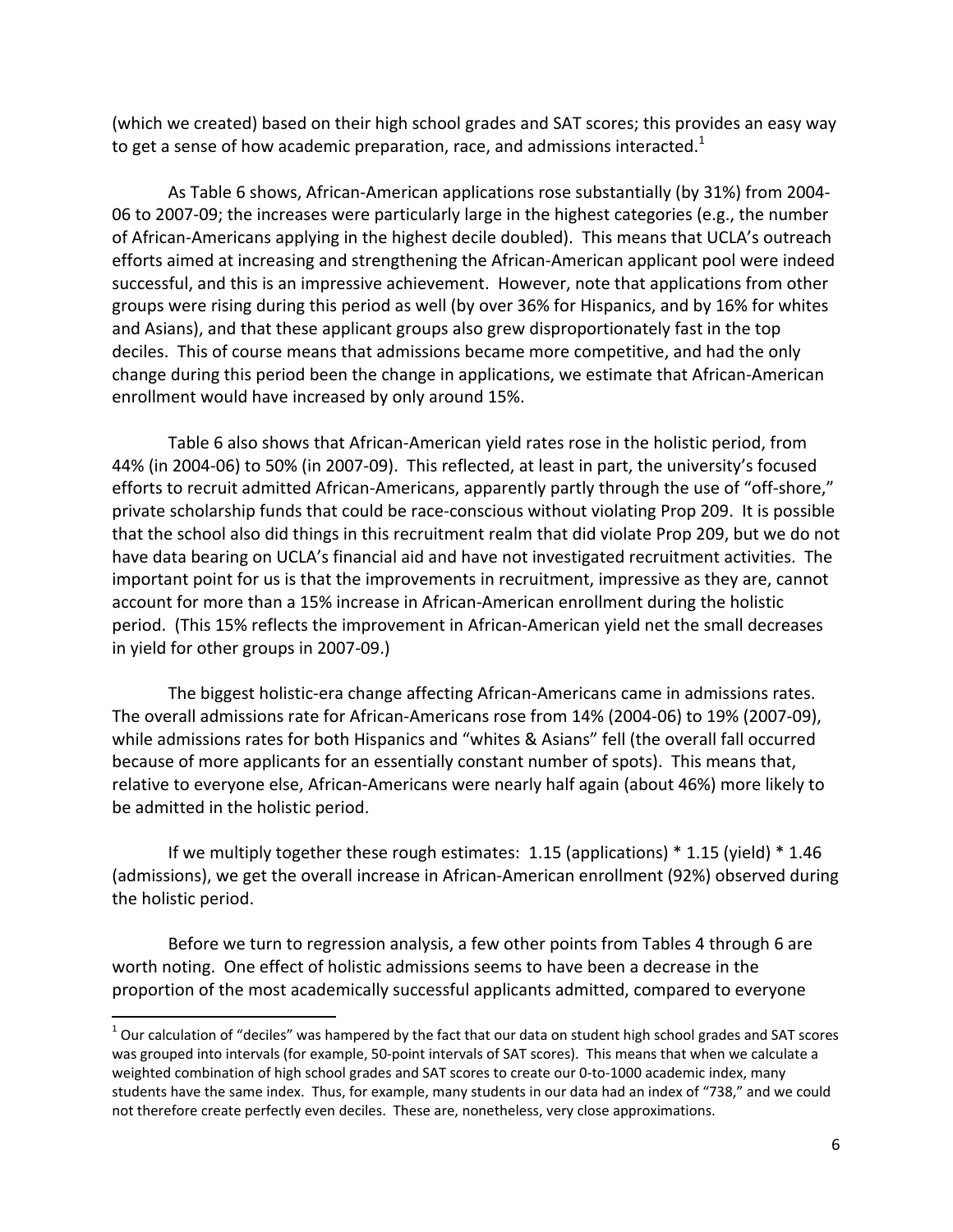(which we created) based on their high school grades and SAT scores; this provides an easy way to get a sense of how academic preparation, race, and admissions interacted.[1]

As Table 6 shows, African-American applications rose substantially (by 31%) from 2004-06 to 2007-09; the increases were particularly large in the highest categories (e.g., the number of African-Americans applying in the highest decile doubled). This means that UCLA's outreach efforts aimed at increasing and strengthening the African-American applicant pool were indeed successful, and this is an impressive achievement. However, note that applications from other groups were rising during this period as well (by over 36% for Hispanics, and by 16% for whites and Asians), and that these applicant groups also grew disproportionately fast in the top deciles. This of course means that admissions became more competitive, and had the only change during this period been the change in applications, we estimate that African-American enrollment would have increased by only around 15%.

Table 6 also shows that African-American yield rates rose in the holistic period, from 44% (in 2004-06) to 50% (in 2007-09). This reflected, at least in part, the university's focused efforts to recruit admitted African-Americans, apparently partly through the use of "off-shore," private scholarship funds that could be race-conscious without violating Prop 209. It is possible that the school also did things in this recruitment realm that did violate Prop 209, but we do not have data bearing on UCLA's financial aid and have not investigated recruitment activities. The important point for us is that the improvements in recruitment, impressive as they are, cannot account for more than a 15% increase in African-American enrollment during the holistic period. (This 15% reflects the improvement in African-American yield net the small decreases in yield for other groups in 2007-09.)

The biggest holistic-era change affecting African-Americans came in admissions rates. The overall admissions rate for African-Americans rose from 14% (2004-06) to 19% (2007-09), while admissions rates for both Hispanics and "whites & Asians" fell (the overall fall occurred because of more applicants for an essentially constant number of spots). This means that, relative to everyone else, African-Americans were nearly half again (about 46%) more likely to be admitted in the holistic period.

If we multiply together these rough estimates: 1.15 (applications) * 1.15 (yield) * 1.46 (admissions), we get the overall increase in African-American enrollment (92%) observed during the holistic period.

Before we turn to regression analysis, a few other points from Tables 4 through 6 are worth noting. One effect of holistic admissions seems to have been a decrease in the proportion of the most academically successful applicants admitted, compared to everyone

[1] Our calculation of "deciles" was hampered by the fact that our data on student high school grades and SAT scores was grouped into intervals (for example, 50-point intervals of SAT scores). This means that when we calculate a weighted combination of high school grades and SAT scores to create our 0-to-1000 academic index, many students have the same index. Thus, for example, many students in our data had an index of "738," and we could not therefore create perfectly even deciles. These are, nonetheless, very close approximations.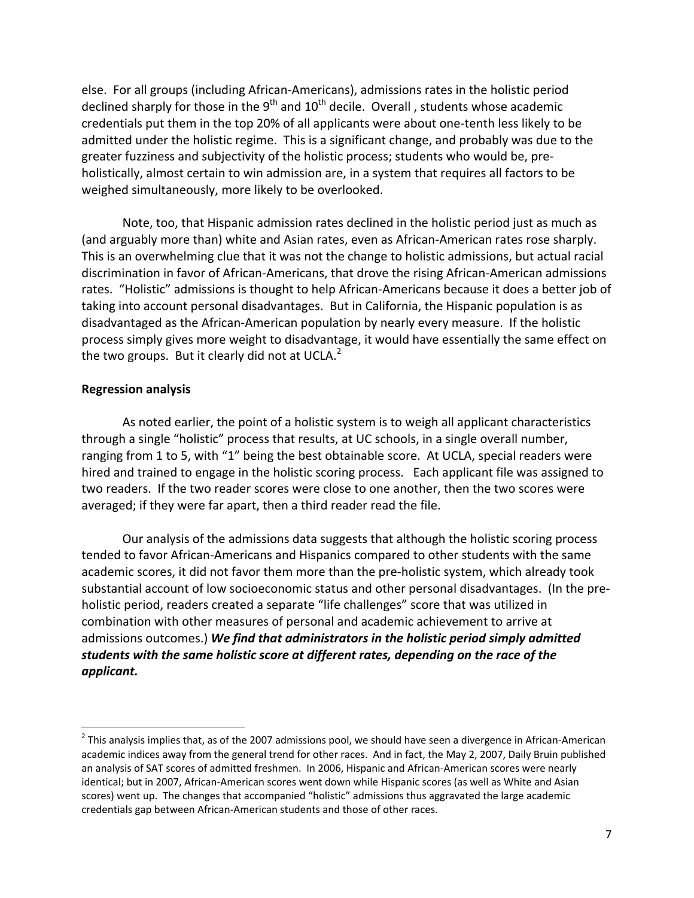else. For all groups (including African-Americans), admissions rates in the holistic period declined sharply for those in the 9th and 10th decile. Overall , students whose academic credentials put them in the top 20% of all applicants were about one-tenth less likely to be admitted under the holistic regime. This is a significant change, and probably was due to the greater fuzziness and subjectivity of the holistic process; students who would be, pre-holistically, almost certain to win admission are, in a system that requires all factors to be weighed simultaneously, more likely to be overlooked.

Note, too, that Hispanic admission rates declined in the holistic period just as much as (and arguably more than) white and Asian rates, even as African-American rates rose sharply. This is an overwhelming clue that it was not the change to holistic admissions, but actual racial discrimination in favor of African-Americans, that drove the rising African-American admissions rates. "Holistic" admissions is thought to help African-Americans because it does a better job of taking into account personal disadvantages. But in California, the Hispanic population is as disadvantaged as the African-American population by nearly every measure. If the holistic process simply gives more weight to disadvantage, it would have essentially the same effect on the two groups. But it clearly did not at UCLA.[2]

**Regression analysis**

As noted earlier, the point of a holistic system is to weigh all applicant characteristics through a single "holistic" process that results, at UC schools, in a single overall number, ranging from 1 to 5, with "1" being the best obtainable score. At UCLA, special readers were hired and trained to engage in the holistic scoring process. Each applicant file was assigned to two readers. If the two reader scores were close to one another, then the two scores were averaged; if they were far apart, then a third reader read the file.

Our analysis of the admissions data suggests that although the holistic scoring process tended to favor African-Americans and Hispanics compared to other students with the same academic scores, it did not favor them more than the pre-holistic system, which already took substantial account of low socioeconomic status and other personal disadvantages. (In the pre-holistic period, readers created a separate "life challenges" score that was utilized in combination with other measures of personal and academic achievement to arrive at admissions outcomes.) ***We find that administrators in the holistic period simply admitted students with the same holistic score at different rates, depending on the race of the applicant.***

---

[2] This analysis implies that, as of the 2007 admissions pool, we should have seen a divergence in African-American academic indices away from the general trend for other races. And in fact, the May 2, 2007, Daily Bruin published an analysis of SAT scores of admitted freshmen. In 2006, Hispanic and African-American scores were nearly identical; but in 2007, African-American scores went down while Hispanic scores (as well as White and Asian scores) went up. The changes that accompanied "holistic" admissions thus aggravated the large academic credentials gap between African-American students and those of other races.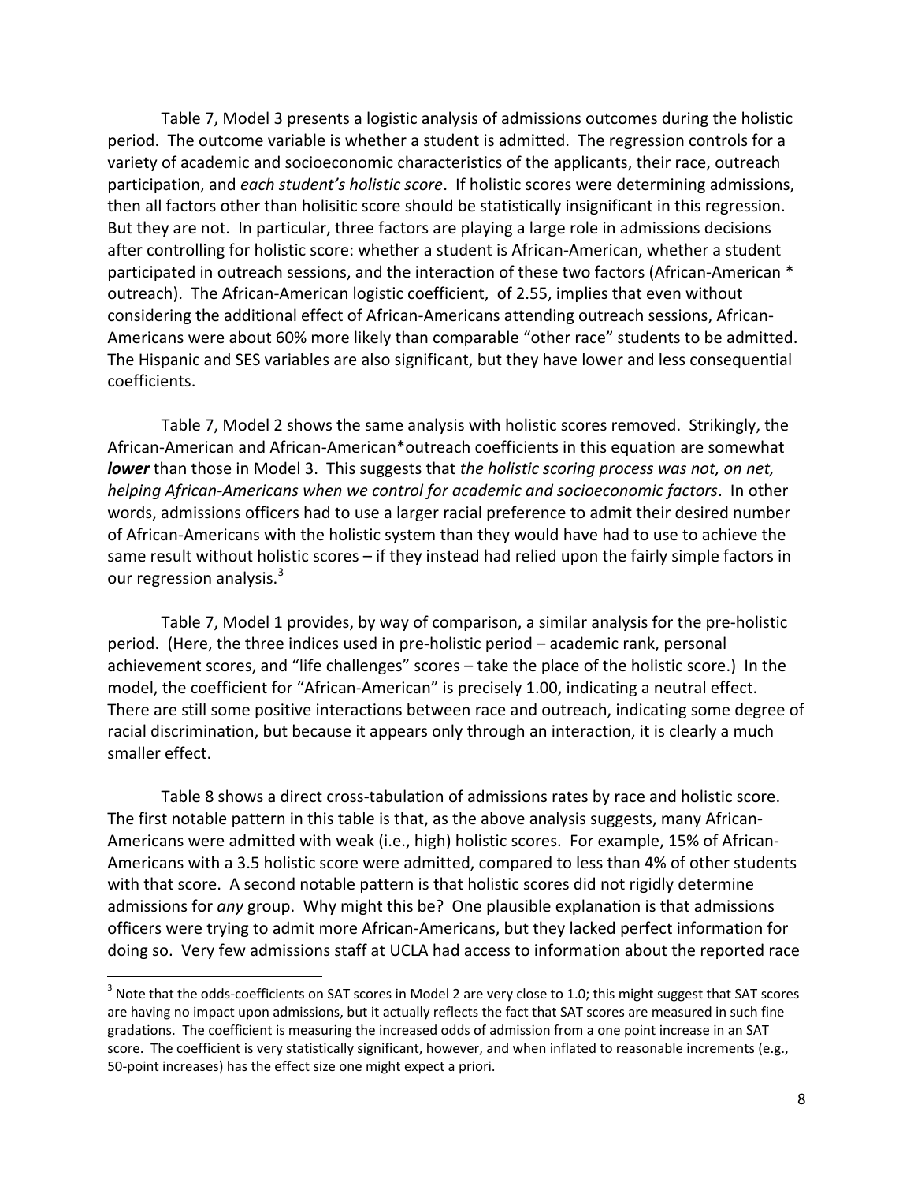Table 7, Model 3 presents a logistic analysis of admissions outcomes during the holistic period. The outcome variable is whether a student is admitted. The regression controls for a variety of academic and socioeconomic characteristics of the applicants, their race, outreach participation, and *each student's holistic score*. If holistic scores were determining admissions, then all factors other than holisitic score should be statistically insignificant in this regression. But they are not. In particular, three factors are playing a large role in admissions decisions after controlling for holistic score: whether a student is African-American, whether a student participated in outreach sessions, and the interaction of these two factors (African-American * outreach). The African-American logistic coefficient, of 2.55, implies that even without considering the additional effect of African-Americans attending outreach sessions, African-Americans were about 60% more likely than comparable "other race" students to be admitted. The Hispanic and SES variables are also significant, but they have lower and less consequential coefficients.

Table 7, Model 2 shows the same analysis with holistic scores removed. Strikingly, the African-American and African-American*outreach coefficients in this equation are somewhat ***lower*** than those in Model 3. This suggests that *the holistic scoring process was not, on net, helping African-Americans when we control for academic and socioeconomic factors*. In other words, admissions officers had to use a larger racial preference to admit their desired number of African-Americans with the holistic system than they would have had to use to achieve the same result without holistic scores – if they instead had relied upon the fairly simple factors in our regression analysis.[3]

Table 7, Model 1 provides, by way of comparison, a similar analysis for the pre-holistic period. (Here, the three indices used in pre-holistic period – academic rank, personal achievement scores, and "life challenges" scores – take the place of the holistic score.) In the model, the coefficient for "African-American" is precisely 1.00, indicating a neutral effect. There are still some positive interactions between race and outreach, indicating some degree of racial discrimination, but because it appears only through an interaction, it is clearly a much smaller effect.

Table 8 shows a direct cross-tabulation of admissions rates by race and holistic score. The first notable pattern in this table is that, as the above analysis suggests, many African-Americans were admitted with weak (i.e., high) holistic scores. For example, 15% of African-Americans with a 3.5 holistic score were admitted, compared to less than 4% of other students with that score. A second notable pattern is that holistic scores did not rigidly determine admissions for *any* group. Why might this be? One plausible explanation is that admissions officers were trying to admit more African-Americans, but they lacked perfect information for doing so. Very few admissions staff at UCLA had access to information about the reported race

[3] Note that the odds-coefficients on SAT scores in Model 2 are very close to 1.0; this might suggest that SAT scores are having no impact upon admissions, but it actually reflects the fact that SAT scores are measured in such fine gradations. The coefficient is measuring the increased odds of admission from a one point increase in an SAT score. The coefficient is very statistically significant, however, and when inflated to reasonable increments (e.g., 50-point increases) has the effect size one might expect a priori.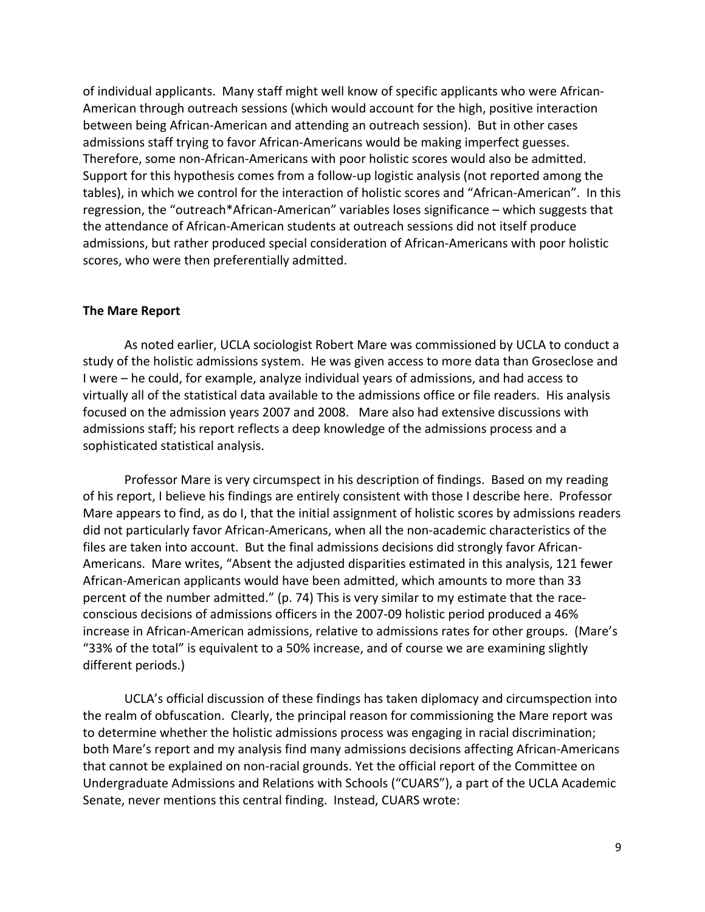of individual applicants. Many staff might well know of specific applicants who were African-American through outreach sessions (which would account for the high, positive interaction between being African-American and attending an outreach session). But in other cases admissions staff trying to favor African-Americans would be making imperfect guesses. Therefore, some non-African-Americans with poor holistic scores would also be admitted. Support for this hypothesis comes from a follow-up logistic analysis (not reported among the tables), in which we control for the interaction of holistic scores and "African-American". In this regression, the "outreach*African-American" variables loses significance – which suggests that the attendance of African-American students at outreach sessions did not itself produce admissions, but rather produced special consideration of African-Americans with poor holistic scores, who were then preferentially admitted.

**The Mare Report**

As noted earlier, UCLA sociologist Robert Mare was commissioned by UCLA to conduct a study of the holistic admissions system. He was given access to more data than Groseclose and I were – he could, for example, analyze individual years of admissions, and had access to virtually all of the statistical data available to the admissions office or file readers. His analysis focused on the admission years 2007 and 2008. Mare also had extensive discussions with admissions staff; his report reflects a deep knowledge of the admissions process and a sophisticated statistical analysis.

Professor Mare is very circumspect in his description of findings. Based on my reading of his report, I believe his findings are entirely consistent with those I describe here. Professor Mare appears to find, as do I, that the initial assignment of holistic scores by admissions readers did not particularly favor African-Americans, when all the non-academic characteristics of the files are taken into account. But the final admissions decisions did strongly favor African-Americans. Mare writes, "Absent the adjusted disparities estimated in this analysis, 121 fewer African-American applicants would have been admitted, which amounts to more than 33 percent of the number admitted." (p. 74) This is very similar to my estimate that the race-conscious decisions of admissions officers in the 2007-09 holistic period produced a 46% increase in African-American admissions, relative to admissions rates for other groups. (Mare's "33% of the total" is equivalent to a 50% increase, and of course we are examining slightly different periods.)

UCLA's official discussion of these findings has taken diplomacy and circumspection into the realm of obfuscation. Clearly, the principal reason for commissioning the Mare report was to determine whether the holistic admissions process was engaging in racial discrimination; both Mare's report and my analysis find many admissions decisions affecting African-Americans that cannot be explained on non-racial grounds. Yet the official report of the Committee on Undergraduate Admissions and Relations with Schools ("CUARS"), a part of the UCLA Academic Senate, never mentions this central finding. Instead, CUARS wrote: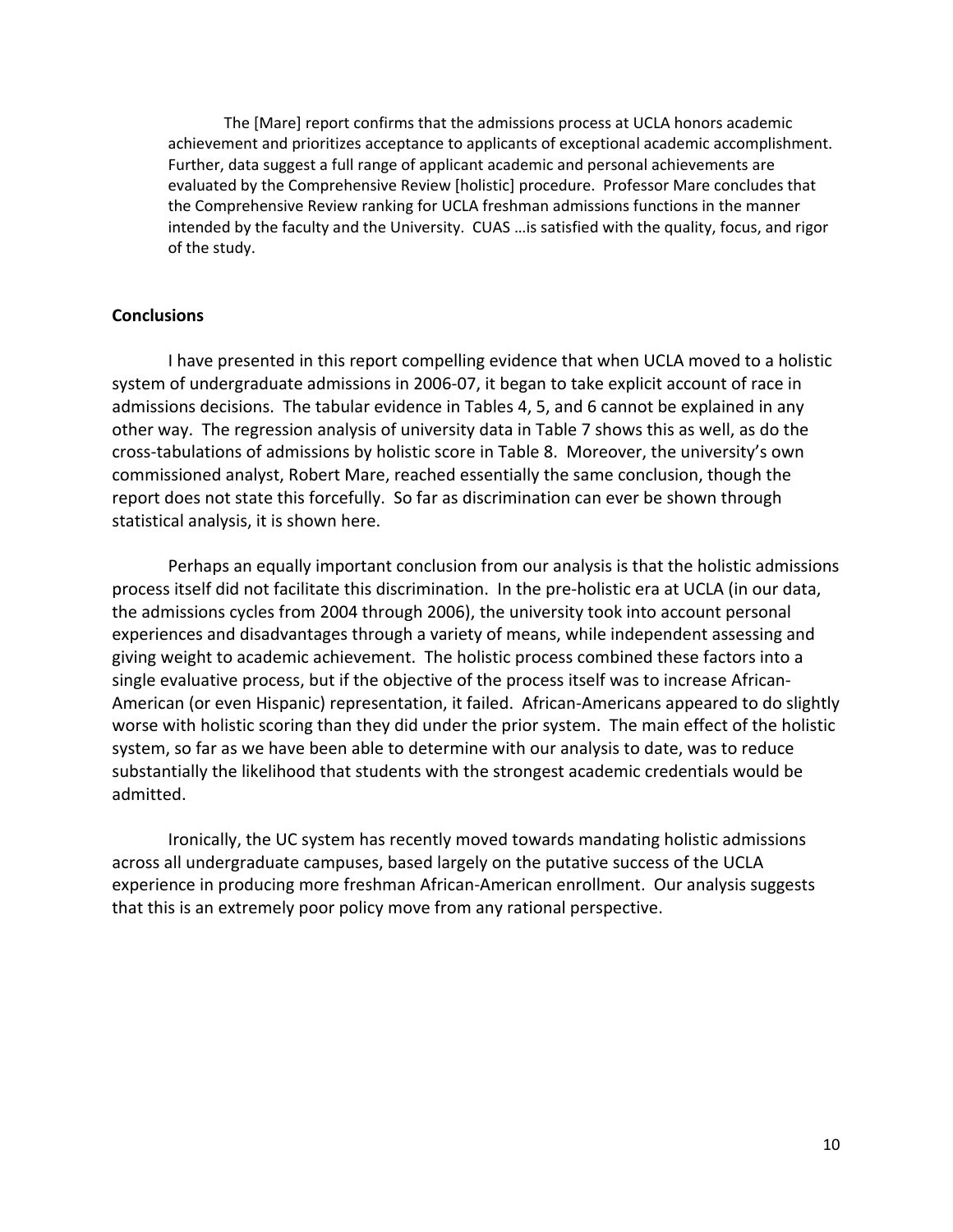> The [Mare] report confirms that the admissions process at UCLA honors academic achievement and prioritizes acceptance to applicants of exceptional academic accomplishment. Further, data suggest a full range of applicant academic and personal achievements are evaluated by the Comprehensive Review [holistic] procedure. Professor Mare concludes that the Comprehensive Review ranking for UCLA freshman admissions functions in the manner intended by the faculty and the University. CUAS …is satisfied with the quality, focus, and rigor of the study.

**Conclusions**

I have presented in this report compelling evidence that when UCLA moved to a holistic system of undergraduate admissions in 2006-07, it began to take explicit account of race in admissions decisions. The tabular evidence in Tables 4, 5, and 6 cannot be explained in any other way. The regression analysis of university data in Table 7 shows this as well, as do the cross-tabulations of admissions by holistic score in Table 8. Moreover, the university's own commissioned analyst, Robert Mare, reached essentially the same conclusion, though the report does not state this forcefully. So far as discrimination can ever be shown through statistical analysis, it is shown here.

Perhaps an equally important conclusion from our analysis is that the holistic admissions process itself did not facilitate this discrimination. In the pre-holistic era at UCLA (in our data, the admissions cycles from 2004 through 2006), the university took into account personal experiences and disadvantages through a variety of means, while independent assessing and giving weight to academic achievement. The holistic process combined these factors into a single evaluative process, but if the objective of the process itself was to increase African-American (or even Hispanic) representation, it failed. African-Americans appeared to do slightly worse with holistic scoring than they did under the prior system. The main effect of the holistic system, so far as we have been able to determine with our analysis to date, was to reduce substantially the likelihood that students with the strongest academic credentials would be admitted.

Ironically, the UC system has recently moved towards mandating holistic admissions across all undergraduate campuses, based largely on the putative success of the UCLA experience in producing more freshman African-American enrollment. Our analysis suggests that this is an extremely poor policy move from any rational perspective.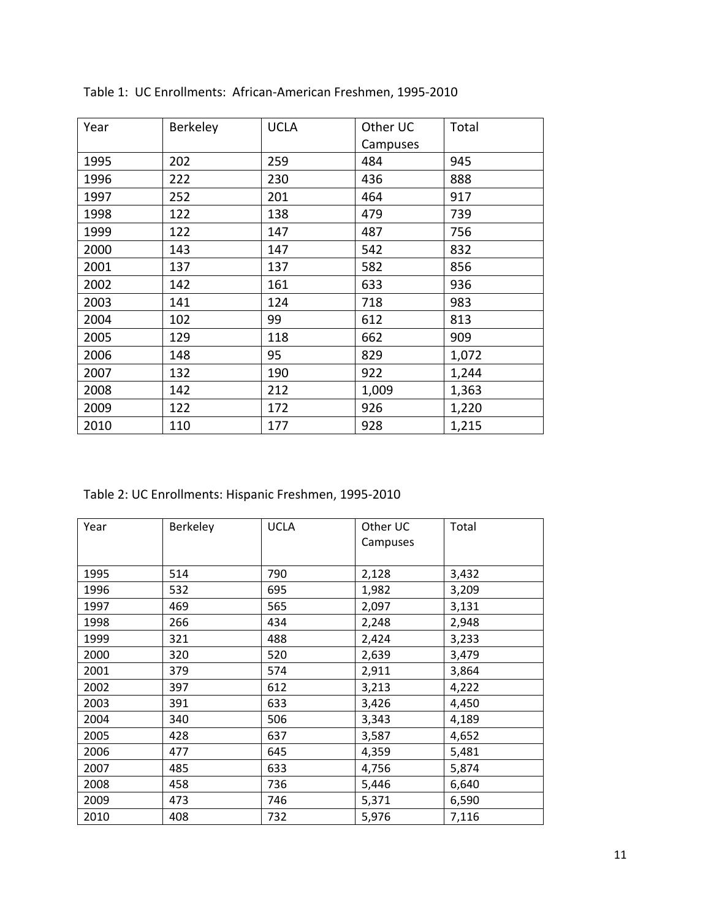Table 1: UC Enrollments: African-American Freshmen, 1995-2010

| Year | Berkeley | UCLA | Other UC Campuses | Total |
|---|---|---|---|---|
| 1995 | 202 | 259 | 484 | 945 |
| 1996 | 222 | 230 | 436 | 888 |
| 1997 | 252 | 201 | 464 | 917 |
| 1998 | 122 | 138 | 479 | 739 |
| 1999 | 122 | 147 | 487 | 756 |
| 2000 | 143 | 147 | 542 | 832 |
| 2001 | 137 | 137 | 582 | 856 |
| 2002 | 142 | 161 | 633 | 936 |
| 2003 | 141 | 124 | 718 | 983 |
| 2004 | 102 | 99 | 612 | 813 |
| 2005 | 129 | 118 | 662 | 909 |
| 2006 | 148 | 95 | 829 | 1,072 |
| 2007 | 132 | 190 | 922 | 1,244 |
| 2008 | 142 | 212 | 1,009 | 1,363 |
| 2009 | 122 | 172 | 926 | 1,220 |
| 2010 | 110 | 177 | 928 | 1,215 |

Table 2: UC Enrollments: Hispanic Freshmen, 1995-2010

| Year | Berkeley | UCLA | Other UC Campuses | Total |
|---|---|---|---|---|
| 1995 | 514 | 790 | 2,128 | 3,432 |
| 1996 | 532 | 695 | 1,982 | 3,209 |
| 1997 | 469 | 565 | 2,097 | 3,131 |
| 1998 | 266 | 434 | 2,248 | 2,948 |
| 1999 | 321 | 488 | 2,424 | 3,233 |
| 2000 | 320 | 520 | 2,639 | 3,479 |
| 2001 | 379 | 574 | 2,911 | 3,864 |
| 2002 | 397 | 612 | 3,213 | 4,222 |
| 2003 | 391 | 633 | 3,426 | 4,450 |
| 2004 | 340 | 506 | 3,343 | 4,189 |
| 2005 | 428 | 637 | 3,587 | 4,652 |
| 2006 | 477 | 645 | 4,359 | 5,481 |
| 2007 | 485 | 633 | 4,756 | 5,874 |
| 2008 | 458 | 736 | 5,446 | 6,640 |
| 2009 | 473 | 746 | 5,371 | 6,590 |
| 2010 | 408 | 732 | 5,976 | 7,116 |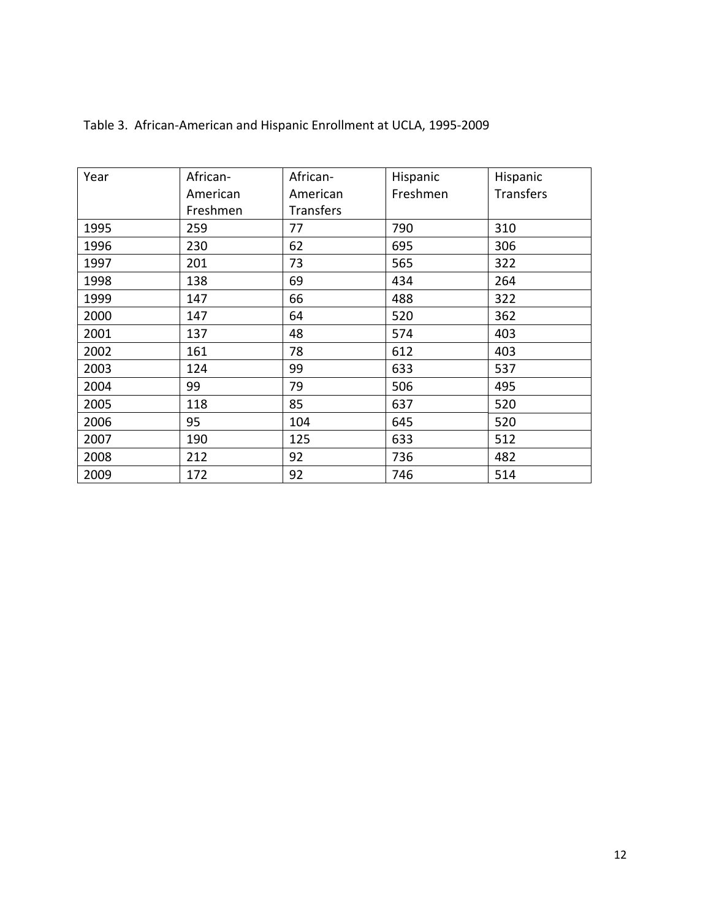Table 3. African-American and Hispanic Enrollment at UCLA, 1995-2009

| Year | African-American Freshmen | African-American Transfers | Hispanic Freshmen | Hispanic Transfers |
|---|---|---|---|---|
| 1995 | 259 | 77 | 790 | 310 |
| 1996 | 230 | 62 | 695 | 306 |
| 1997 | 201 | 73 | 565 | 322 |
| 1998 | 138 | 69 | 434 | 264 |
| 1999 | 147 | 66 | 488 | 322 |
| 2000 | 147 | 64 | 520 | 362 |
| 2001 | 137 | 48 | 574 | 403 |
| 2002 | 161 | 78 | 612 | 403 |
| 2003 | 124 | 99 | 633 | 537 |
| 2004 | 99 | 79 | 506 | 495 |
| 2005 | 118 | 85 | 637 | 520 |
| 2006 | 95 | 104 | 645 | 520 |
| 2007 | 190 | 125 | 633 | 512 |
| 2008 | 212 | 92 | 736 | 482 |
| 2009 | 172 | 92 | 746 | 514 |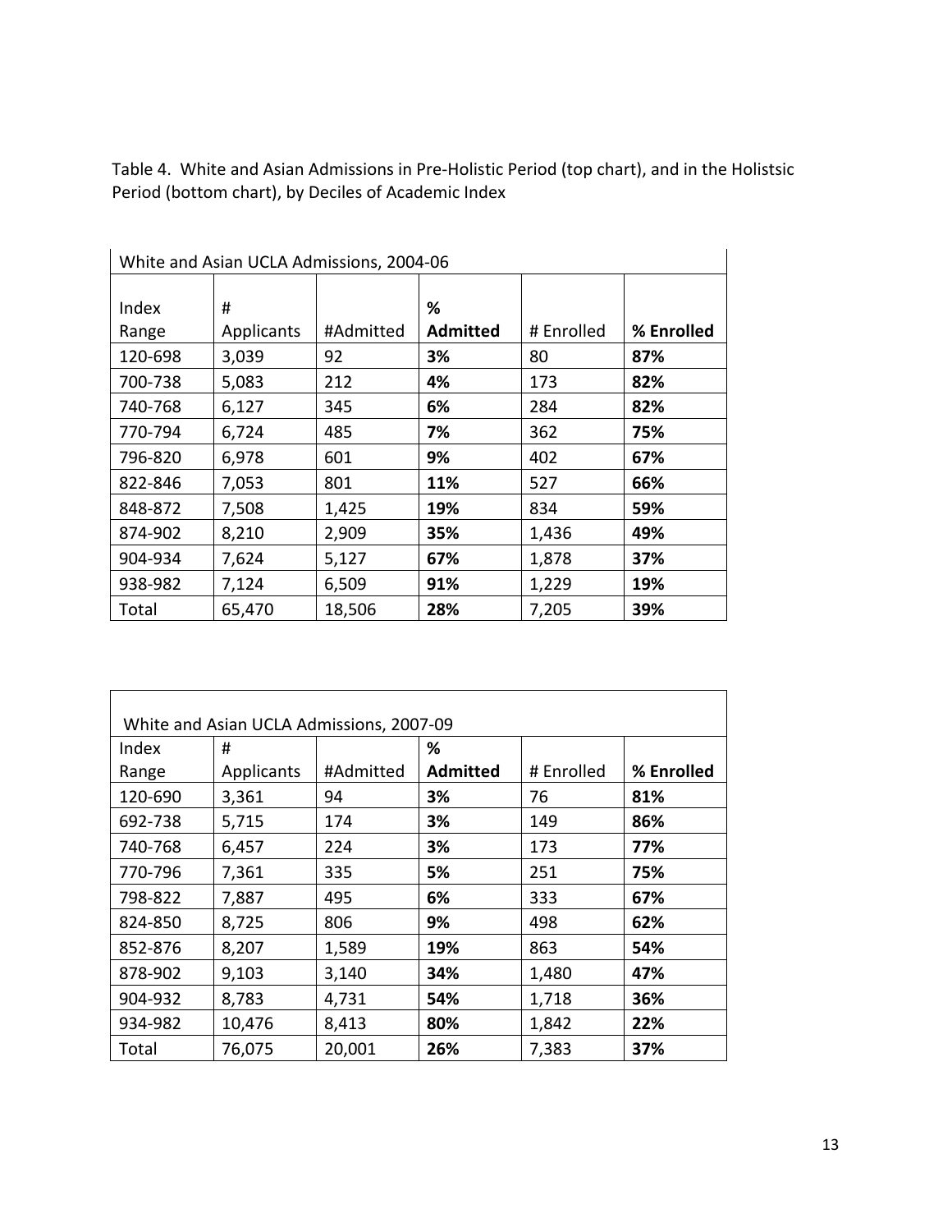Table 4. White and Asian Admissions in Pre-Holistic Period (top chart), and in the Holistsic Period (bottom chart), by Deciles of Academic Index

| White and Asian UCLA Admissions, 2004-06 | | | | | |
|---|---|---|---|---|---|
| Index Range | # Applicants | #Admitted | **% Admitted** | # Enrolled | **% Enrolled** |
| 120-698 | 3,039 | 92 | **3%** | 80 | **87%** |
| 700-738 | 5,083 | 212 | **4%** | 173 | **82%** |
| 740-768 | 6,127 | 345 | **6%** | 284 | **82%** |
| 770-794 | 6,724 | 485 | **7%** | 362 | **75%** |
| 796-820 | 6,978 | 601 | **9%** | 402 | **67%** |
| 822-846 | 7,053 | 801 | **11%** | 527 | **66%** |
| 848-872 | 7,508 | 1,425 | **19%** | 834 | **59%** |
| 874-902 | 8,210 | 2,909 | **35%** | 1,436 | **49%** |
| 904-934 | 7,624 | 5,127 | **67%** | 1,878 | **37%** |
| 938-982 | 7,124 | 6,509 | **91%** | 1,229 | **19%** |
| Total | 65,470 | 18,506 | **28%** | 7,205 | **39%** |

| White and Asian UCLA Admissions, 2007-09 | | | | | |
|---|---|---|---|---|---|
| Index Range | # Applicants | #Admitted | **% Admitted** | # Enrolled | **% Enrolled** |
| 120-690 | 3,361 | 94 | **3%** | 76 | **81%** |
| 692-738 | 5,715 | 174 | **3%** | 149 | **86%** |
| 740-768 | 6,457 | 224 | **3%** | 173 | **77%** |
| 770-796 | 7,361 | 335 | **5%** | 251 | **75%** |
| 798-822 | 7,887 | 495 | **6%** | 333 | **67%** |
| 824-850 | 8,725 | 806 | **9%** | 498 | **62%** |
| 852-876 | 8,207 | 1,589 | **19%** | 863 | **54%** |
| 878-902 | 9,103 | 3,140 | **34%** | 1,480 | **47%** |
| 904-932 | 8,783 | 4,731 | **54%** | 1,718 | **36%** |
| 934-982 | 10,476 | 8,413 | **80%** | 1,842 | **22%** |
| Total | 76,075 | 20,001 | **26%** | 7,383 | **37%** |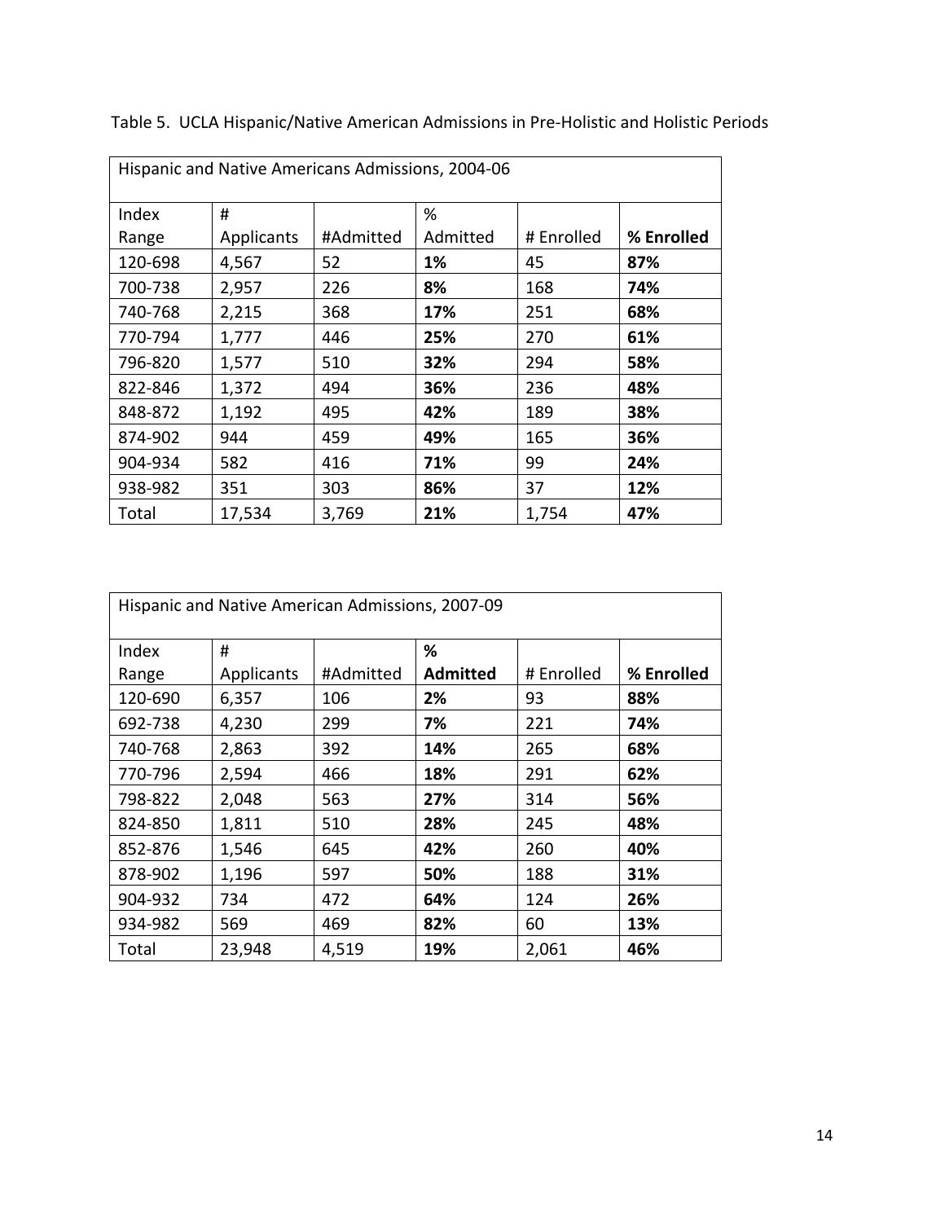Table 5. UCLA Hispanic/Native American Admissions in Pre-Holistic and Holistic Periods

| Hispanic and Native Americans Admissions, 2004-06 | | | | | |
|---|---|---|---|---|---|
| Index Range | # Applicants | #Admitted | % Admitted | # Enrolled | **% Enrolled** |
| 120-698 | 4,567 | 52 | **1%** | 45 | **87%** |
| 700-738 | 2,957 | 226 | **8%** | 168 | **74%** |
| 740-768 | 2,215 | 368 | **17%** | 251 | **68%** |
| 770-794 | 1,777 | 446 | **25%** | 270 | **61%** |
| 796-820 | 1,577 | 510 | **32%** | 294 | **58%** |
| 822-846 | 1,372 | 494 | **36%** | 236 | **48%** |
| 848-872 | 1,192 | 495 | **42%** | 189 | **38%** |
| 874-902 | 944 | 459 | **49%** | 165 | **36%** |
| 904-934 | 582 | 416 | **71%** | 99 | **24%** |
| 938-982 | 351 | 303 | **86%** | 37 | **12%** |
| Total | 17,534 | 3,769 | **21%** | 1,754 | **47%** |

| Hispanic and Native American Admissions, 2007-09 | | | | | |
|---|---|---|---|---|---|
| Index Range | # Applicants | #Admitted | **% Admitted** | # Enrolled | **% Enrolled** |
| 120-690 | 6,357 | 106 | **2%** | 93 | **88%** |
| 692-738 | 4,230 | 299 | **7%** | 221 | **74%** |
| 740-768 | 2,863 | 392 | **14%** | 265 | **68%** |
| 770-796 | 2,594 | 466 | **18%** | 291 | **62%** |
| 798-822 | 2,048 | 563 | **27%** | 314 | **56%** |
| 824-850 | 1,811 | 510 | **28%** | 245 | **48%** |
| 852-876 | 1,546 | 645 | **42%** | 260 | **40%** |
| 878-902 | 1,196 | 597 | **50%** | 188 | **31%** |
| 904-932 | 734 | 472 | **64%** | 124 | **26%** |
| 934-982 | 569 | 469 | **82%** | 60 | **13%** |
| Total | 23,948 | 4,519 | **19%** | 2,061 | **46%** |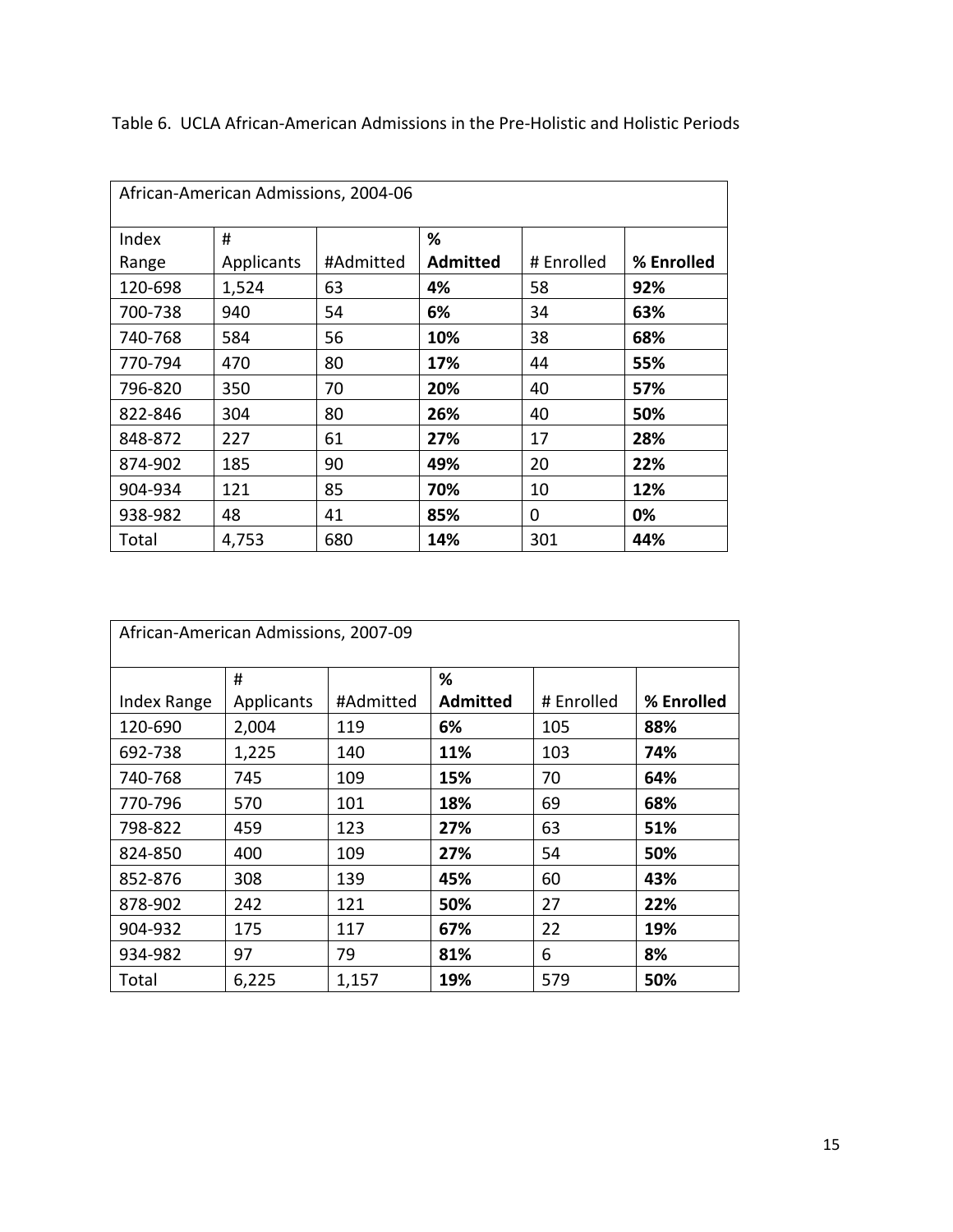Table 6. UCLA African-American Admissions in the Pre-Holistic and Holistic Periods

| African-American Admissions, 2004-06 | | | | | |
|---|---|---|---|---|---|
| Index Range | # Applicants | #Admitted | **% Admitted** | # Enrolled | **% Enrolled** |
| 120-698 | 1,524 | 63 | **4%** | 58 | **92%** |
| 700-738 | 940 | 54 | **6%** | 34 | **63%** |
| 740-768 | 584 | 56 | **10%** | 38 | **68%** |
| 770-794 | 470 | 80 | **17%** | 44 | **55%** |
| 796-820 | 350 | 70 | **20%** | 40 | **57%** |
| 822-846 | 304 | 80 | **26%** | 40 | **50%** |
| 848-872 | 227 | 61 | **27%** | 17 | **28%** |
| 874-902 | 185 | 90 | **49%** | 20 | **22%** |
| 904-934 | 121 | 85 | **70%** | 10 | **12%** |
| 938-982 | 48 | 41 | **85%** | 0 | **0%** |
| Total | 4,753 | 680 | **14%** | 301 | **44%** |

| African-American Admissions, 2007-09 | | | | | |
|---|---|---|---|---|---|
| Index Range | # Applicants | #Admitted | **% Admitted** | # Enrolled | **% Enrolled** |
| 120-690 | 2,004 | 119 | **6%** | 105 | **88%** |
| 692-738 | 1,225 | 140 | **11%** | 103 | **74%** |
| 740-768 | 745 | 109 | **15%** | 70 | **64%** |
| 770-796 | 570 | 101 | **18%** | 69 | **68%** |
| 798-822 | 459 | 123 | **27%** | 63 | **51%** |
| 824-850 | 400 | 109 | **27%** | 54 | **50%** |
| 852-876 | 308 | 139 | **45%** | 60 | **43%** |
| 878-902 | 242 | 121 | **50%** | 27 | **22%** |
| 904-932 | 175 | 117 | **67%** | 22 | **19%** |
| 934-982 | 97 | 79 | **81%** | 6 | **8%** |
| Total | 6,225 | 1,157 | **19%** | 579 | **50%** |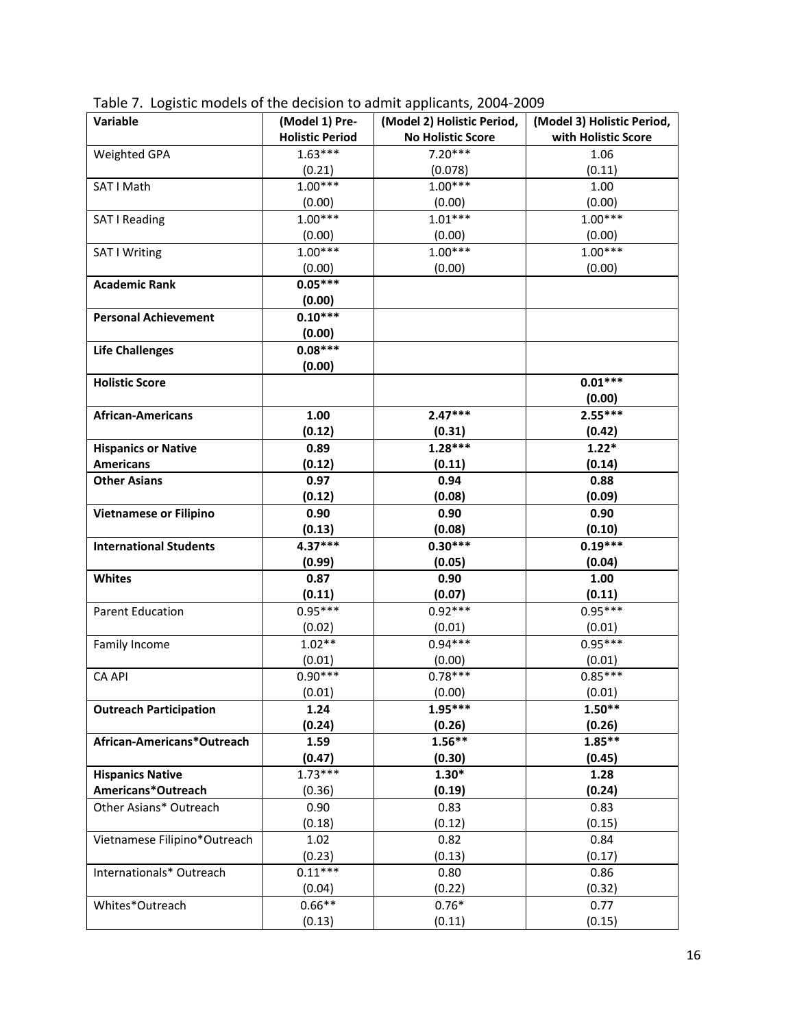Table 7. Logistic models of the decision to admit applicants, 2004-2009

| Variable | (Model 1) Pre-Holistic Period | (Model 2) Holistic Period, No Holistic Score | (Model 3) Holistic Period, with Holistic Score |
|---|---|---|---|
| Weighted GPA | 1.63*** | 7.20*** | 1.06 |
| | (0.21) | (0.078) | (0.11) |
| SAT I Math | 1.00*** | 1.00*** | 1.00 |
| | (0.00) | (0.00) | (0.00) |
| SAT I Reading | 1.00*** | 1.01*** | 1.00*** |
| | (0.00) | (0.00) | (0.00) |
| SAT I Writing | 1.00*** | 1.00*** | 1.00*** |
| | (0.00) | (0.00) | (0.00) |
| **Academic Rank** | **0.05*** ** | | |
| | **(0.00)** | | |
| **Personal Achievement** | **0.10*** ** | | |
| | **(0.00)** | | |
| **Life Challenges** | **0.08*** ** | | |
| | **(0.00)** | | |
| **Holistic Score** | | | **0.01*** ** |
| | | | **(0.00)** |
| **African-Americans** | **1.00** | **2.47*** ** | **2.55*** ** |
| | **(0.12)** | **(0.31)** | **(0.42)** |
| **Hispanics or Native Americans** | **0.89** | **1.28*** ** | **1.22*** |
| | **(0.12)** | **(0.11)** | **(0.14)** |
| **Other Asians** | **0.97** | **0.94** | **0.88** |
| | **(0.12)** | **(0.08)** | **(0.09)** |
| **Vietnamese or Filipino** | **0.90** | **0.90** | **0.90** |
| | **(0.13)** | **(0.08)** | **(0.10)** |
| **International Students** | **4.37*** ** | **0.30*** ** | **0.19*** ** |
| | **(0.99)** | **(0.05)** | **(0.04)** |
| **Whites** | **0.87** | **0.90** | **1.00** |
| | **(0.11)** | **(0.07)** | **(0.11)** |
| Parent Education | 0.95*** | 0.92*** | 0.95*** |
| | (0.02) | (0.01) | (0.01) |
| Family Income | 1.02** | 0.94*** | 0.95*** |
| | (0.01) | (0.00) | (0.01) |
| CA API | 0.90*** | 0.78*** | 0.85*** |
| | (0.01) | (0.00) | (0.01) |
| **Outreach Participation** | **1.24** | **1.95*** ** | **1.50*** ** |
| | **(0.24)** | **(0.26)** | **(0.26)** |
| **African-Americans*Outreach** | **1.59** | **1.56*** ** | **1.85*** ** |
| | **(0.47)** | **(0.30)** | **(0.45)** |
| **Hispanics Native Americans*Outreach** | 1.73*** | **1.30*** | **1.28** |
| | (0.36) | **(0.19)** | **(0.24)** |
| Other Asians* Outreach | 0.90 | 0.83 | 0.83 |
| | (0.18) | (0.12) | (0.15) |
| Vietnamese Filipino*Outreach | 1.02 | 0.82 | 0.84 |
| | (0.23) | (0.13) | (0.17) |
| Internationals* Outreach | 0.11*** | 0.80 | 0.86 |
| | (0.04) | (0.22) | (0.32) |
| Whites*Outreach | 0.66** | 0.76* | 0.77 |
| | (0.13) | (0.11) | (0.15) |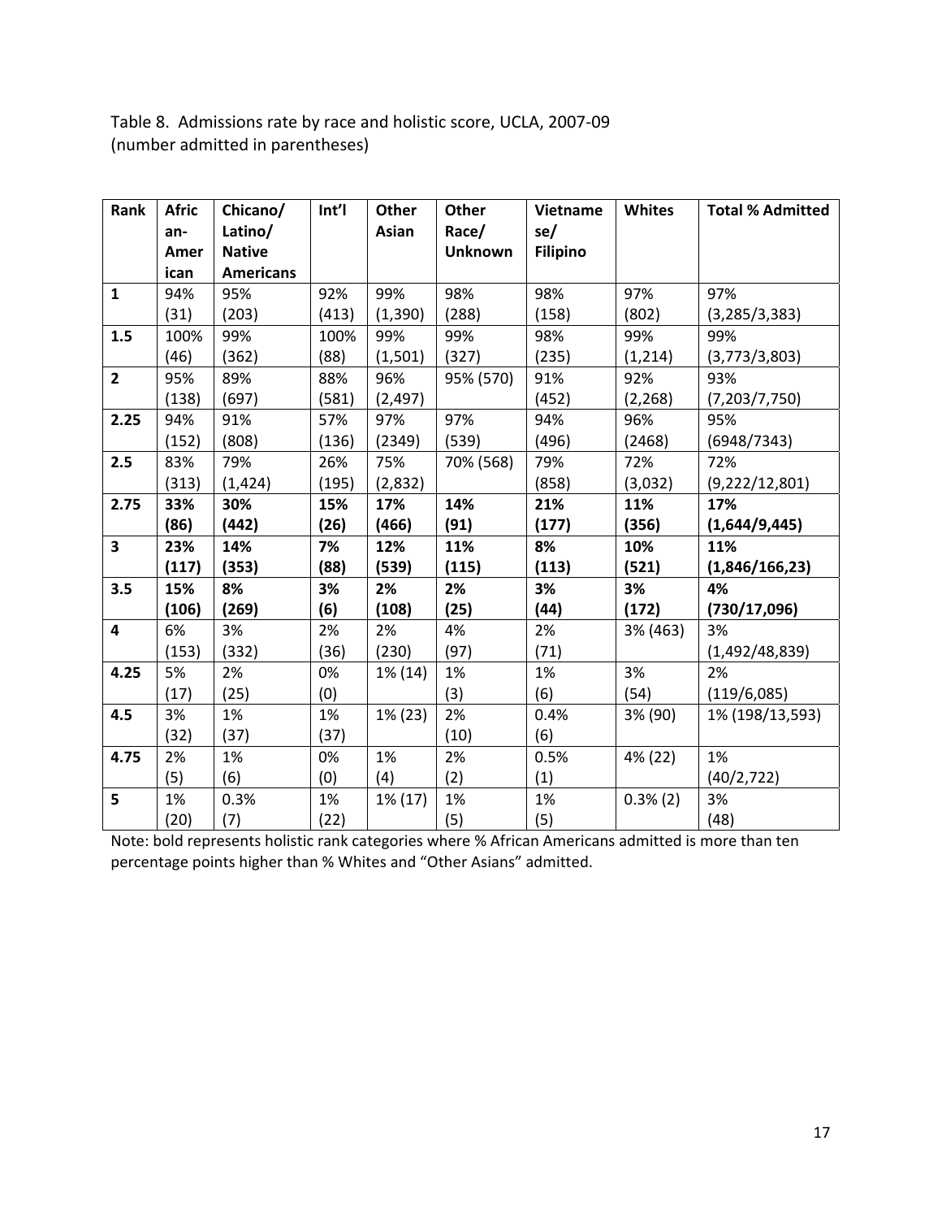Table 8. Admissions rate by race and holistic score, UCLA, 2007-09
(number admitted in parentheses)

| Rank | African-American | Chicano/ Latino/ Native Americans | Int'l | Other Asian | Other Race/ Unknown | Vietnamese/ Filipino | Whites | Total % Admitted |
|---|---|---|---|---|---|---|---|---|
| **1** | 94% (31) | 95% (203) | 92% (413) | 99% (1,390) | 98% (288) | 98% (158) | 97% (802) | 97% (3,285/3,383) |
| **1.5** | 100% (46) | 99% (362) | 100% (88) | 99% (1,501) | 99% (327) | 98% (235) | 99% (1,214) | 99% (3,773/3,803) |
| **2** | 95% (138) | 89% (697) | 88% (581) | 96% (2,497) | 95% (570) | 91% (452) | 92% (2,268) | 93% (7,203/7,750) |
| **2.25** | 94% (152) | 91% (808) | 57% (136) | 97% (2349) | 97% (539) | 94% (496) | 96% (2468) | 95% (6948/7343) |
| **2.5** | 83% (313) | 79% (1,424) | 26% (195) | 75% (2,832) | 70% (568) | 79% (858) | 72% (3,032) | 72% (9,222/12,801) |
| **2.75** | **33% (86)** | **30% (442)** | **15% (26)** | **17% (466)** | **14% (91)** | **21% (177)** | **11% (356)** | **17% (1,644/9,445)** |
| **3** | **23% (117)** | **14% (353)** | **7% (88)** | **12% (539)** | **11% (115)** | **8% (113)** | **10% (521)** | **11% (1,846/166,23)** |
| **3.5** | **15% (106)** | **8% (269)** | **3% (6)** | **2% (108)** | **2% (25)** | **3% (44)** | **3% (172)** | **4% (730/17,096)** |
| **4** | 6% (153) | 3% (332) | 2% (36) | 2% (230) | 4% (97) | 2% (71) | 3% (463) | 3% (1,492/48,839) |
| **4.25** | 5% (17) | 2% (25) | 0% (0) | 1% (14) | 1% (3) | 1% (6) | 3% (54) | 2% (119/6,085) |
| **4.5** | 3% (32) | 1% (37) | 1% (37) | 1% (23) | 2% (10) | 0.4% (6) | 3% (90) | 1% (198/13,593) |
| **4.75** | 2% (5) | 1% (6) | 0% (0) | 1% (4) | 2% (2) | 0.5% (1) | 4% (22) | 1% (40/2,722) |
| **5** | 1% (20) | 0.3% (7) | 1% (22) | 1% (17) | 1% (5) | 1% (5) | 0.3% (2) | 3% (48) |

Note: bold represents holistic rank categories where % African Americans admitted is more than ten percentage points higher than % Whites and "Other Asians" admitted.